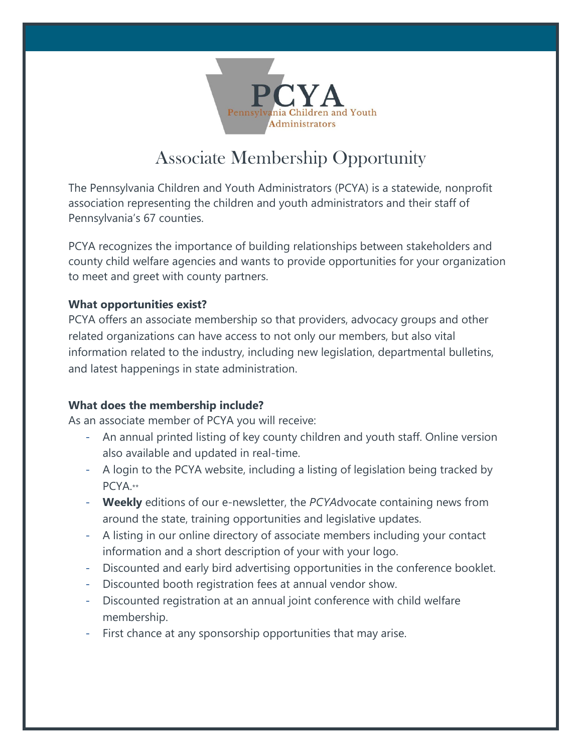PCYA

Pennsylvania Children and Youth Administrators

# Associate Membership Opportunity

The Pennsylvania Children and Youth Administrators (PCYA) is a statewide, nonprofit association representing the children and youth administrators and their staff of Pennsylvania's 67 counties.

PCYA recognizes the importance of building relationships between stakeholders and county child welfare agencies and wants to provide opportunities for your organization to meet and greet with county partners.

**What opportunities exist?**

PCYA offers an associate membership so that providers, advocacy groups and other related organizations can have access to not only our members, but also vital information related to the industry, including new legislation, departmental bulletins, and latest happenings in state administration.

**What does the membership include?**

As an associate member of PCYA you will receive:

- An annual printed listing of key county children and youth staff. Online version also available and updated in real-time.
- A login to the PCYA website, including a listing of legislation being tracked by PCYA.**
- **Weekly** editions of our e-newsletter, the *PCYA*dvocate containing news from around the state, training opportunities and legislative updates.
- A listing in our online directory of associate members including your contact information and a short description of your with your logo.
- Discounted and early bird advertising opportunities in the conference booklet.
- Discounted booth registration fees at annual vendor show.
- Discounted registration at an annual joint conference with child welfare membership.
- First chance at any sponsorship opportunities that may arise.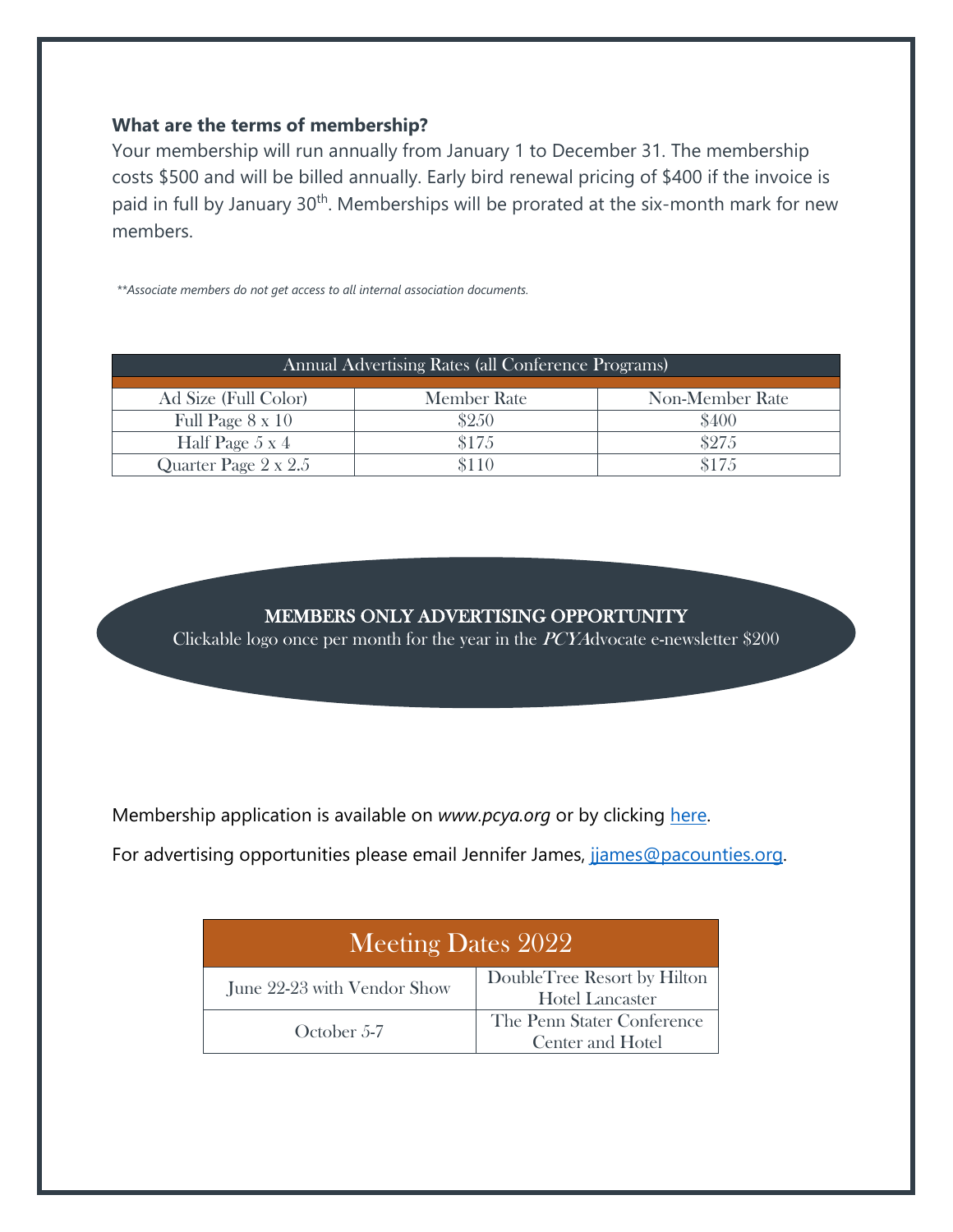### What are the terms of membership?

Your membership will run annually from January 1 to December 31. The membership costs $500 and will be billed annually. Early bird renewal pricing of $400 if the invoice is paid in full by January 30th. Memberships will be prorated at the six-month mark for new members.

*\*\*Associate members do not get access to all internal association documents.*

| Annual Advertising Rates (all Conference Programs) | | |
|---|---|---|
| Ad Size (Full Color) | Member Rate | Non-Member Rate |
| Full Page 8 x 10 | $250 | $400 |
| Half Page 5 x 4 | $175 | $275 |
| Quarter Page 2 x 2.5 | $110 | $175 |

**MEMBERS ONLY ADVERTISING OPPORTUNITY**

Clickable logo once per month for the year in the *PCYA*dvocate e-newsletter $200

Membership application is available on *www.pcya.org* or by clicking here.

For advertising opportunities please email Jennifer James, jjames@pacounties.org.

| Meeting Dates 2022 | |
|---|---|
| June 22-23 with Vendor Show | DoubleTree Resort by Hilton Hotel Lancaster |
| October 5-7 | The Penn Stater Conference Center and Hotel |